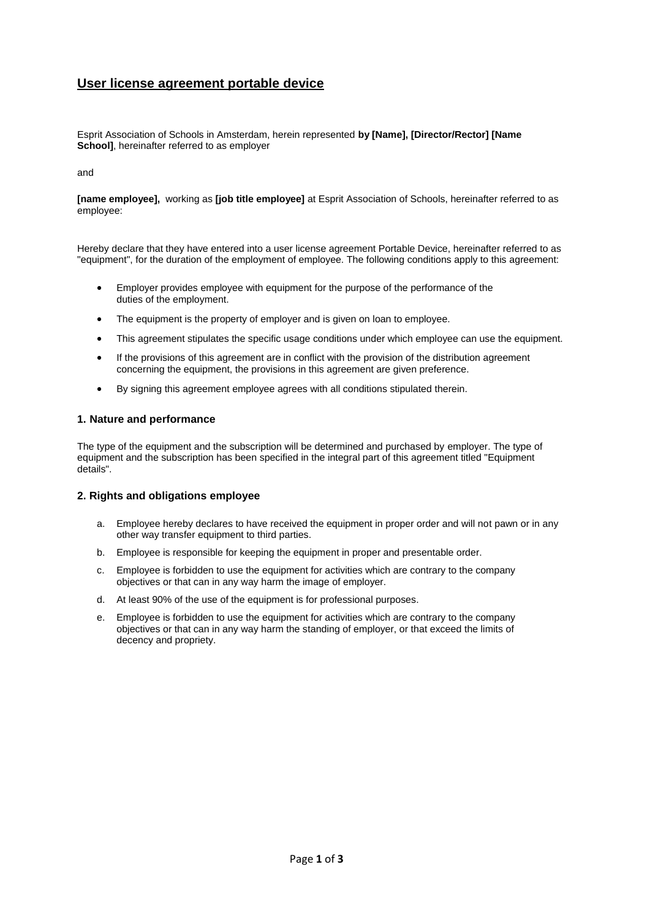# User license agreement portable device

Esprit Association of Schools in Amsterdam, herein represented **by [Name], [Director/Rector] [Name School]**, hereinafter referred to as employer

and

**[name employee],** working as **[job title employee]** at Esprit Association of Schools, hereinafter referred to as employee:

Hereby declare that they have entered into a user license agreement Portable Device, hereinafter referred to as "equipment", for the duration of the employment of employee. The following conditions apply to this agreement:

- Employer provides employee with equipment for the purpose of the performance of the duties of the employment.
- The equipment is the property of employer and is given on loan to employee.
- This agreement stipulates the specific usage conditions under which employee can use the equipment.
- If the provisions of this agreement are in conflict with the provision of the distribution agreement concerning the equipment, the provisions in this agreement are given preference.
- By signing this agreement employee agrees with all conditions stipulated therein.

### 1. Nature and performance

The type of the equipment and the subscription will be determined and purchased by employer. The type of equipment and the subscription has been specified in the integral part of this agreement titled "Equipment details".

### 2. Rights and obligations employee

a. Employee hereby declares to have received the equipment in proper order and will not pawn or in any other way transfer equipment to third parties.

b. Employee is responsible for keeping the equipment in proper and presentable order.

c. Employee is forbidden to use the equipment for activities which are contrary to the company objectives or that can in any way harm the image of employer.

d. At least 90% of the use of the equipment is for professional purposes.

e. Employee is forbidden to use the equipment for activities which are contrary to the company objectives or that can in any way harm the standing of employer, or that exceed the limits of decency and propriety.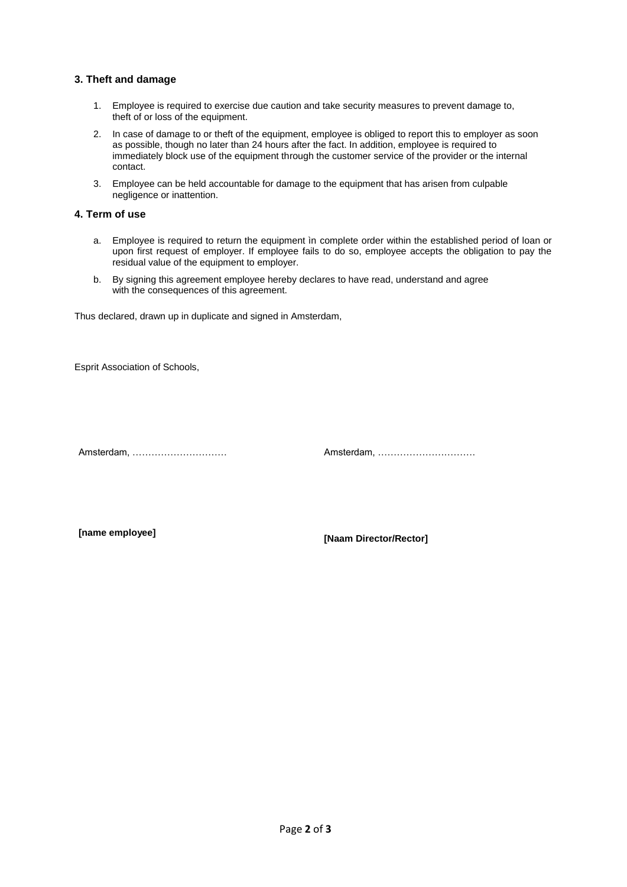### 3. Theft and damage

1. Employee is required to exercise due caution and take security measures to prevent damage to, theft of or loss of the equipment.
2. In case of damage to or theft of the equipment, employee is obliged to report this to employer as soon as possible, though no later than 24 hours after the fact. In addition, employee is required to immediately block use of the equipment through the customer service of the provider or the internal contact.
3. Employee can be held accountable for damage to the equipment that has arisen from culpable negligence or inattention.

### 4. Term of use

a. Employee is required to return the equipment ìn complete order within the established period of loan or upon first request of employer. If employee fails to do so, employee accepts the obligation to pay the residual value of the equipment to employer.

b. By signing this agreement employee hereby declares to have read, understand and agree with the consequences of this agreement.

Thus declared, drawn up in duplicate and signed in Amsterdam,

Esprit Association of Schools,

Amsterdam, …………………………

Amsterdam, …………………………

**[name employee]**

**[Naam Director/Rector]**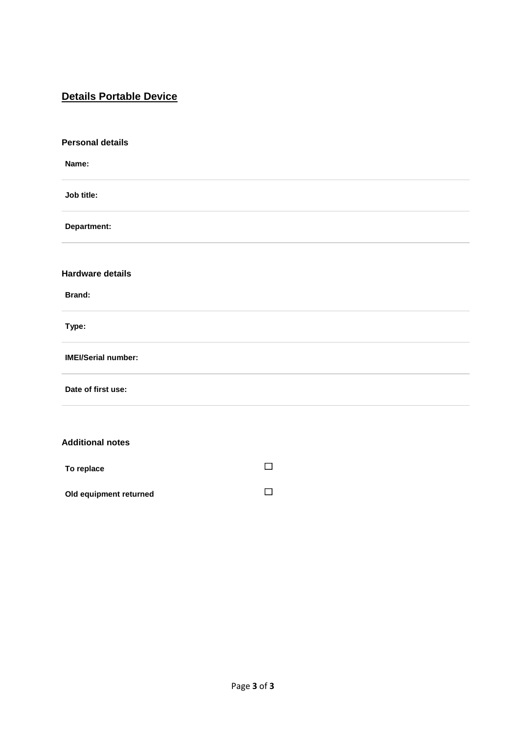## Details Portable Device

### Personal details

| | |
|---|---|
| **Name:** | |
| **Job title:** | |
| **Department:** | |

### Hardware details

| | |
|---|---|
| **Brand:** | |
| **Type:** | |
| **IMEI/Serial number:** | |
| **Date of first use:** | |

### Additional notes

| | |
|---|---|
| **To replace** | ☐ |
| **Old equipment returned** | ☐ |